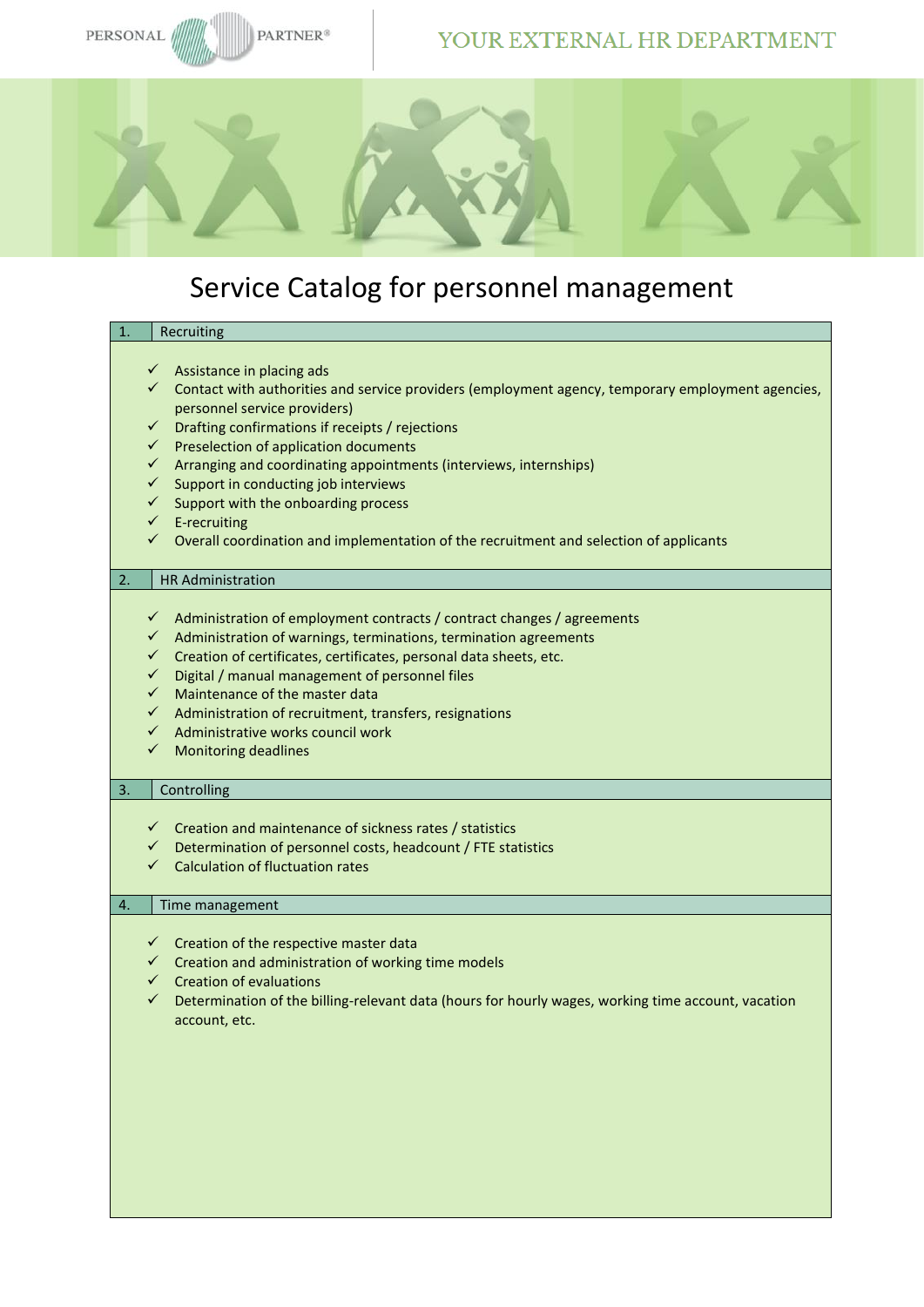# Service Catalog for personnel management

## 1. Recruiting

- ✓ Assistance in placing ads
- ✓ Contact with authorities and service providers (employment agency, temporary employment agencies, personnel service providers)
- ✓ Drafting confirmations if receipts / rejections
- ✓ Preselection of application documents
- ✓ Arranging and coordinating appointments (interviews, internships)
- ✓ Support in conducting job interviews
- ✓ Support with the onboarding process
- ✓ E-recruiting
- ✓ Overall coordination and implementation of the recruitment and selection of applicants

## 2. HR Administration

- ✓ Administration of employment contracts / contract changes / agreements
- ✓ Administration of warnings, terminations, termination agreements
- ✓ Creation of certificates, certificates, personal data sheets, etc.
- ✓ Digital / manual management of personnel files
- ✓ Maintenance of the master data
- ✓ Administration of recruitment, transfers, resignations
- ✓ Administrative works council work
- ✓ Monitoring deadlines

## 3. Controlling

- ✓ Creation and maintenance of sickness rates / statistics
- ✓ Determination of personnel costs, headcount / FTE statistics
- ✓ Calculation of fluctuation rates

## 4. Time management

- ✓ Creation of the respective master data
- ✓ Creation and administration of working time models
- ✓ Creation of evaluations
- ✓ Determination of the billing-relevant data (hours for hourly wages, working time account, vacation account, etc.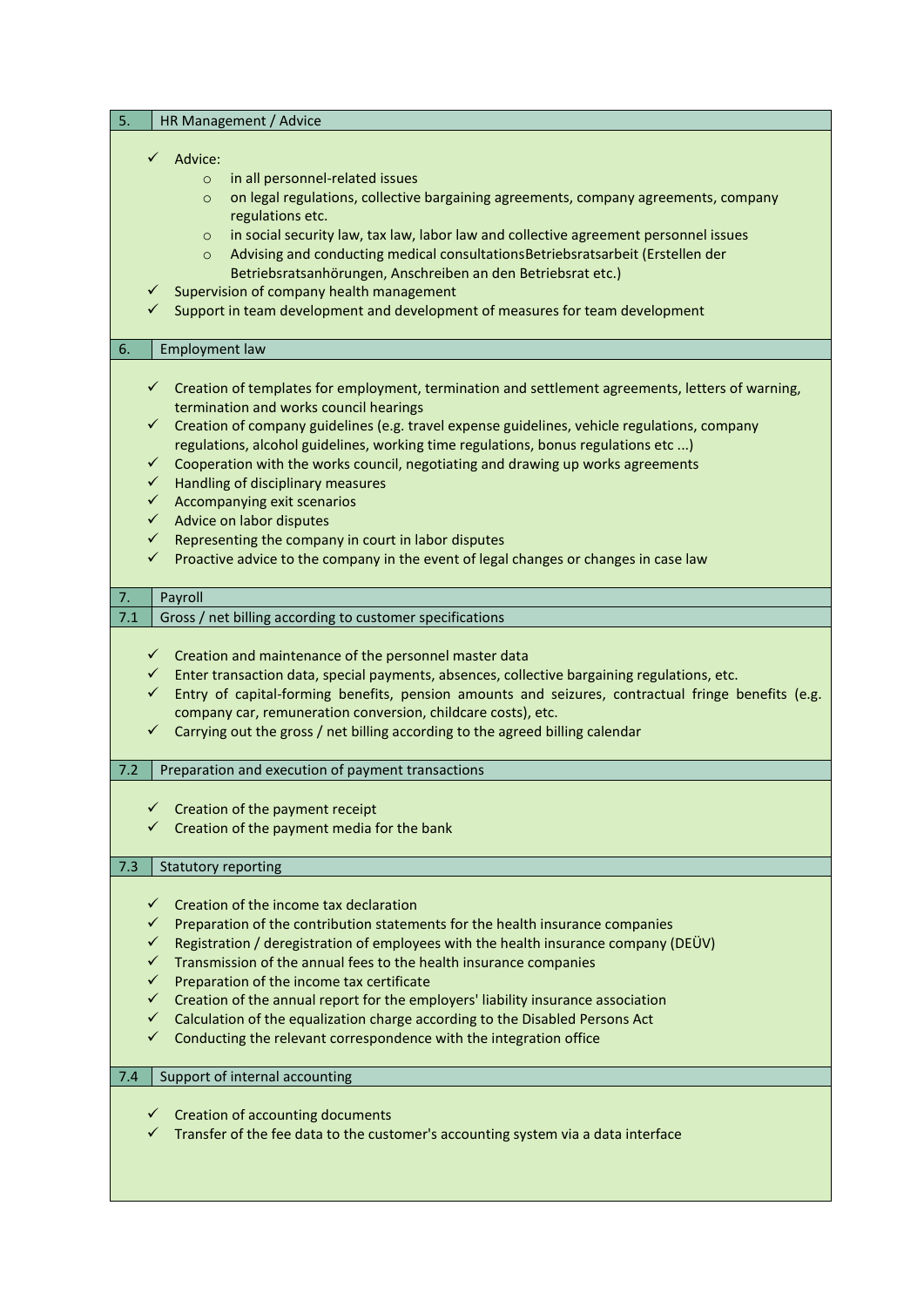## 5. HR Management / Advice

- ✓ Advice:
  - in all personnel-related issues
  - on legal regulations, collective bargaining agreements, company agreements, company regulations etc.
  - in social security law, tax law, labor law and collective agreement personnel issues
  - Advising and conducting medical consultationsBetriebsratsarbeit (Erstellen der Betriebsratsanhörungen, Anschreiben an den Betriebsrat etc.)
- ✓ Supervision of company health management
- ✓ Support in team development and development of measures for team development

## 6. Employment law

- ✓ Creation of templates for employment, termination and settlement agreements, letters of warning, termination and works council hearings
- ✓ Creation of company guidelines (e.g. travel expense guidelines, vehicle regulations, company regulations, alcohol guidelines, working time regulations, bonus regulations etc ...)
- ✓ Cooperation with the works council, negotiating and drawing up works agreements
- ✓ Handling of disciplinary measures
- ✓ Accompanying exit scenarios
- ✓ Advice on labor disputes
- ✓ Representing the company in court in labor disputes
- ✓ Proactive advice to the company in the event of legal changes or changes in case law

## 7. Payroll

### 7.1 Gross / net billing according to customer specifications

- ✓ Creation and maintenance of the personnel master data
- ✓ Enter transaction data, special payments, absences, collective bargaining regulations, etc.
- ✓ Entry of capital-forming benefits, pension amounts and seizures, contractual fringe benefits (e.g. company car, remuneration conversion, childcare costs), etc.
- ✓ Carrying out the gross / net billing according to the agreed billing calendar

### 7.2 Preparation and execution of payment transactions

- ✓ Creation of the payment receipt
- ✓ Creation of the payment media for the bank

### 7.3 Statutory reporting

- ✓ Creation of the income tax declaration
- ✓ Preparation of the contribution statements for the health insurance companies
- ✓ Registration / deregistration of employees with the health insurance company (DEÜV)
- ✓ Transmission of the annual fees to the health insurance companies
- ✓ Preparation of the income tax certificate
- ✓ Creation of the annual report for the employers' liability insurance association
- ✓ Calculation of the equalization charge according to the Disabled Persons Act
- ✓ Conducting the relevant correspondence with the integration office

### 7.4 Support of internal accounting

- ✓ Creation of accounting documents
- ✓ Transfer of the fee data to the customer's accounting system via a data interface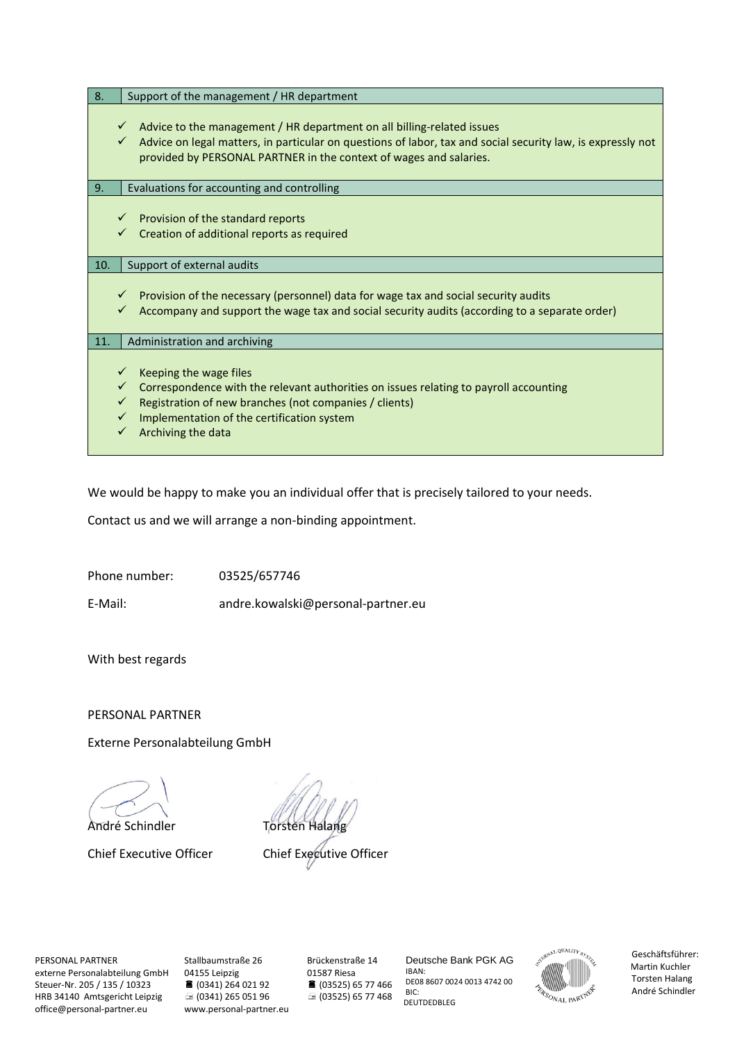| 8. | Support of the management / HR department |
|---|---|
| | ✓ Advice to the management / HR department on all billing-related issues<br>✓ Advice on legal matters, in particular on questions of labor, tax and social security law, is expressly not provided by PERSONAL PARTNER in the context of wages and salaries. |
| **9.** | **Evaluations for accounting and controlling** |
| | ✓ Provision of the standard reports<br>✓ Creation of additional reports as required |
| **10.** | **Support of external audits** |
| | ✓ Provision of the necessary (personnel) data for wage tax and social security audits<br>✓ Accompany and support the wage tax and social security audits (according to a separate order) |
| **11.** | **Administration and archiving** |
| | ✓ Keeping the wage files<br>✓ Correspondence with the relevant authorities on issues relating to payroll accounting<br>✓ Registration of new branches (not companies / clients)<br>✓ Implementation of the certification system<br>✓ Archiving the data |

We would be happy to make you an individual offer that is precisely tailored to your needs.

Contact us and we will arrange a non-binding appointment.

Phone number: 03525/657746

E-Mail: andre.kowalski@personal-partner.eu

With best regards

PERSONAL PARTNER

Externe Personalabteilung GmbH

André Schindler — Chief Executive Officer

Torsten Halang — Chief Executive Officer

PERSONAL PARTNER
externe Personalabteilung GmbH
Steuer-Nr. 205 / 135 / 10323
HRB 34140 Amtsgericht Leipzig
office@personal-partner.eu

Stallbaumstraße 26
04155 Leipzig
☎ (0341) 264 021 92
Fax (0341) 265 051 96
www.personal-partner.eu

Brückenstraße 14
01587 Riesa
☎ (03525) 65 77 466
Fax (03525) 65 77 468

Deutsche Bank PGK AG
IBAN: DE08 8607 0024 0013 4742 00
BIC: DEUTDEDBLEG

Geschäftsführer:
Martin Kuchler
Torsten Halang
André Schindler